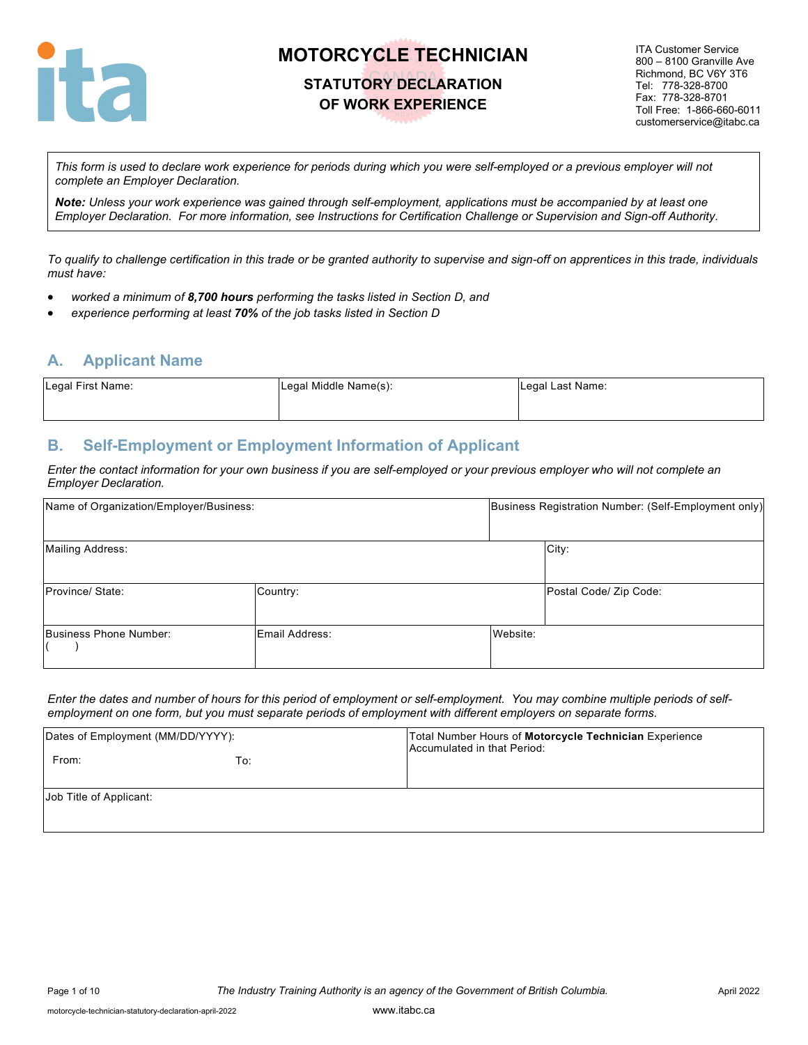# MOTORCYCLE TECHNICIAN

## STATUTORY DECLARATION OF WORK EXPERIENCE

ITA Customer Service
800 – 8100 Granville Ave
Richmond, BC V6Y 3T6
Tel: 778-328-8700
Fax: 778-328-8701
Toll Free: 1-866-660-6011
customerservice@itabc.ca

*This form is used to declare work experience for periods during which you were self-employed or a previous employer will not complete an Employer Declaration.*

***Note:*** *Unless your work experience was gained through self-employment, applications must be accompanied by at least one Employer Declaration. For more information, see Instructions for Certification Challenge or Supervision and Sign-off Authority.*

*To qualify to challenge certification in this trade or be granted authority to supervise and sign-off on apprentices in this trade, individuals must have:*

- *worked a minimum of **8,700 hours** performing the tasks listed in Section D, and*
- *experience performing at least **70%** of the job tasks listed in Section D*

## A. Applicant Name

| Legal First Name: | Legal Middle Name(s): | Legal Last Name: |
|---|---|---|
| | | |

## B. Self-Employment or Employment Information of Applicant

*Enter the contact information for your own business if you are self-employed or your previous employer who will not complete an Employer Declaration.*

| Name of Organization/Employer/Business: | | Business Registration Number: (Self-Employment only) |
|---|---|---|
| Mailing Address: | | City: |
| Province/ State: | Country: | Postal Code/ Zip Code: |
| Business Phone Number: ( ) | Email Address: | Website: |

*Enter the dates and number of hours for this period of employment or self-employment. You may combine multiple periods of self-employment on one form, but you must separate periods of employment with different employers on separate forms.*

| Dates of Employment (MM/DD/YYYY): From: To: | Total Number Hours of **Motorcycle Technician** Experience Accumulated in that Period: |
|---|---|
| Job Title of Applicant: | |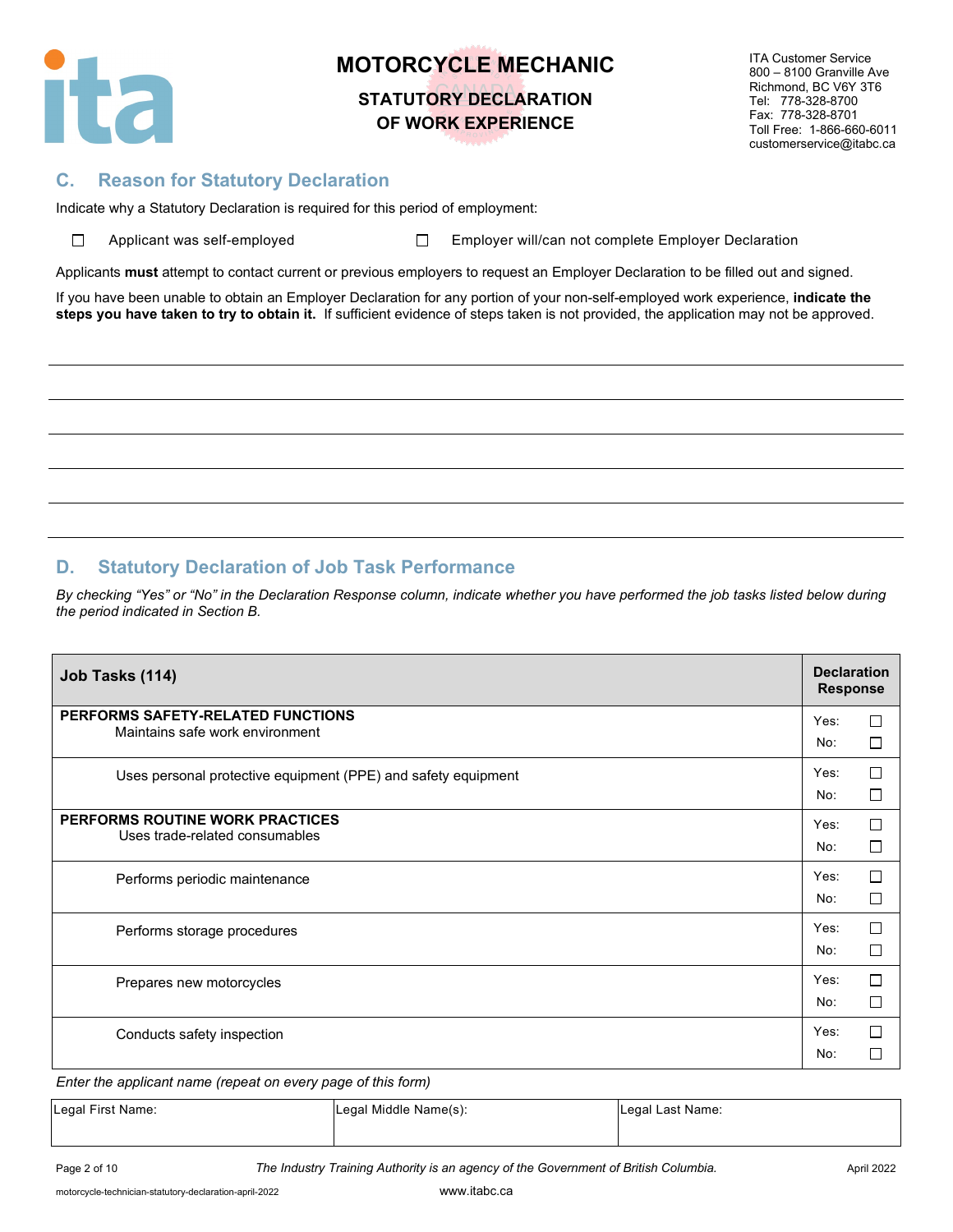# MOTORCYCLE MECHANIC

## STATUTORY DECLARATION OF WORK EXPERIENCE

ITA Customer Service
800 – 8100 Granville Ave
Richmond, BC V6Y 3T6
Tel: 778-328-8700
Fax: 778-328-8701
Toll Free: 1-866-660-6011
customerservice@itabc.ca

## C. Reason for Statutory Declaration

Indicate why a Statutory Declaration is required for this period of employment:

☐ Applicant was self-employed ☐ Employer will/can not complete Employer Declaration

Applicants **must** attempt to contact current or previous employers to request an Employer Declaration to be filled out and signed.

If you have been unable to obtain an Employer Declaration for any portion of your non-self-employed work experience, **indicate the steps you have taken to try to obtain it.** If sufficient evidence of steps taken is not provided, the application may not be approved.

______________________________________________________________________

______________________________________________________________________

______________________________________________________________________

______________________________________________________________________

______________________________________________________________________

## D. Statutory Declaration of Job Task Performance

*By checking "Yes" or "No" in the Declaration Response column, indicate whether you have performed the job tasks listed below during the period indicated in Section B.*

| Job Tasks (114) | Declaration Response |
|---|---|
| **PERFORMS SAFETY-RELATED FUNCTIONS**<br>Maintains safe work environment | Yes: ☐<br>No: ☐ |
| Uses personal protective equipment (PPE) and safety equipment | Yes: ☐<br>No: ☐ |
| **PERFORMS ROUTINE WORK PRACTICES**<br>Uses trade-related consumables | Yes: ☐<br>No: ☐ |
| Performs periodic maintenance | Yes: ☐<br>No: ☐ |
| Performs storage procedures | Yes: ☐<br>No: ☐ |
| Prepares new motorcycles | Yes: ☐<br>No: ☐ |
| Conducts safety inspection | Yes: ☐<br>No: ☐ |

*Enter the applicant name (repeat on every page of this form)*

| Legal First Name: | Legal Middle Name(s): | Legal Last Name: |
|---|---|---|
| | | |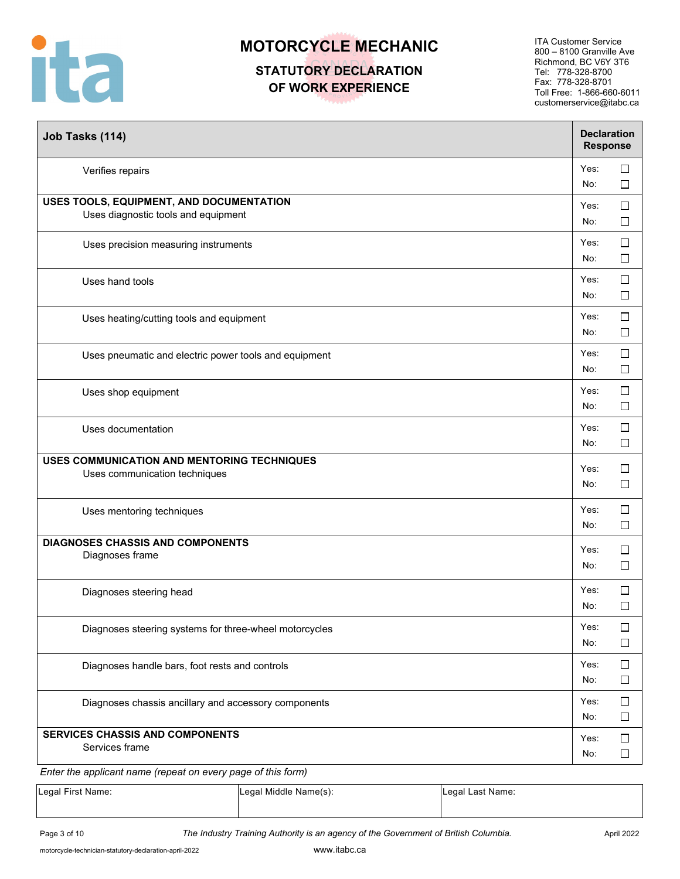# MOTORCYCLE MECHANIC

## STATUTORY DECLARATION OF WORK EXPERIENCE

ITA Customer Service
800 – 8100 Granville Ave
Richmond, BC V6Y 3T6
Tel: 778-328-8700
Fax: 778-328-8701
Toll Free: 1-866-660-6011
customerservice@itabc.ca

| Job Tasks (114) | Declaration Response |
|---|---|
| Verifies repairs | Yes: ☐ No: ☐ |
| **USES TOOLS, EQUIPMENT, AND DOCUMENTATION** Uses diagnostic tools and equipment | Yes: ☐ No: ☐ |
| Uses precision measuring instruments | Yes: ☐ No: ☐ |
| Uses hand tools | Yes: ☐ No: ☐ |
| Uses heating/cutting tools and equipment | Yes: ☐ No: ☐ |
| Uses pneumatic and electric power tools and equipment | Yes: ☐ No: ☐ |
| Uses shop equipment | Yes: ☐ No: ☐ |
| Uses documentation | Yes: ☐ No: ☐ |
| **USES COMMUNICATION AND MENTORING TECHNIQUES** Uses communication techniques | Yes: ☐ No: ☐ |
| Uses mentoring techniques | Yes: ☐ No: ☐ |
| **DIAGNOSES CHASSIS AND COMPONENTS** Diagnoses frame | Yes: ☐ No: ☐ |
| Diagnoses steering head | Yes: ☐ No: ☐ |
| Diagnoses steering systems for three-wheel motorcycles | Yes: ☐ No: ☐ |
| Diagnoses handle bars, foot rests and controls | Yes: ☐ No: ☐ |
| Diagnoses chassis ancillary and accessory components | Yes: ☐ No: ☐ |
| **SERVICES CHASSIS AND COMPONENTS** Services frame | Yes: ☐ No: ☐ |

*Enter the applicant name (repeat on every page of this form)*

| Legal First Name: | Legal Middle Name(s): | Legal Last Name: |
|---|---|---|
| | | |

*The Industry Training Authority is an agency of the Government of British Columbia.*

April 2022

motorcycle-technician-statutory-declaration-april-2022

www.itabc.ca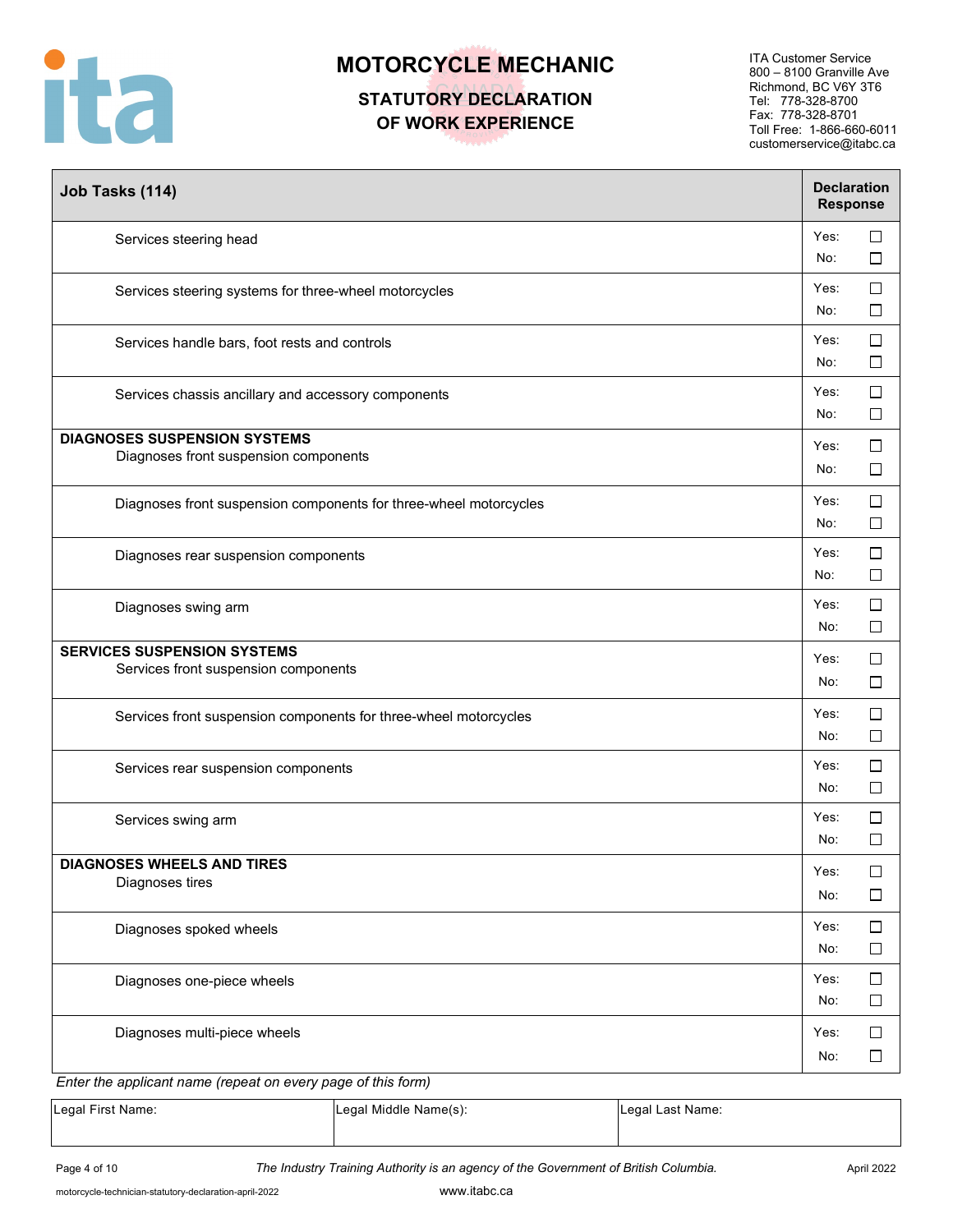# MOTORCYCLE MECHANIC

## STATUTORY DECLARATION OF WORK EXPERIENCE

ITA Customer Service
800 – 8100 Granville Ave
Richmond, BC V6Y 3T6
Tel: 778-328-8700
Fax: 778-328-8701
Toll Free: 1-866-660-6011
customerservice@itabc.ca

| Job Tasks (114) | Declaration Response |
|---|---|
| Services steering head | Yes: ☐ No: ☐ |
| Services steering systems for three-wheel motorcycles | Yes: ☐ No: ☐ |
| Services handle bars, foot rests and controls | Yes: ☐ No: ☐ |
| Services chassis ancillary and accessory components | Yes: ☐ No: ☐ |
| **DIAGNOSES SUSPENSION SYSTEMS** Diagnoses front suspension components | Yes: ☐ No: ☐ |
| Diagnoses front suspension components for three-wheel motorcycles | Yes: ☐ No: ☐ |
| Diagnoses rear suspension components | Yes: ☐ No: ☐ |
| Diagnoses swing arm | Yes: ☐ No: ☐ |
| **SERVICES SUSPENSION SYSTEMS** Services front suspension components | Yes: ☐ No: ☐ |
| Services front suspension components for three-wheel motorcycles | Yes: ☐ No: ☐ |
| Services rear suspension components | Yes: ☐ No: ☐ |
| Services swing arm | Yes: ☐ No: ☐ |
| **DIAGNOSES WHEELS AND TIRES** Diagnoses tires | Yes: ☐ No: ☐ |
| Diagnoses spoked wheels | Yes: ☐ No: ☐ |
| Diagnoses one-piece wheels | Yes: ☐ No: ☐ |
| Diagnoses multi-piece wheels | Yes: ☐ No: ☐ |

*Enter the applicant name (repeat on every page of this form)*

| Legal First Name: | Legal Middle Name(s): | Legal Last Name: |
|---|---|---|
| | | |

*The Industry Training Authority is an agency of the Government of British Columbia.*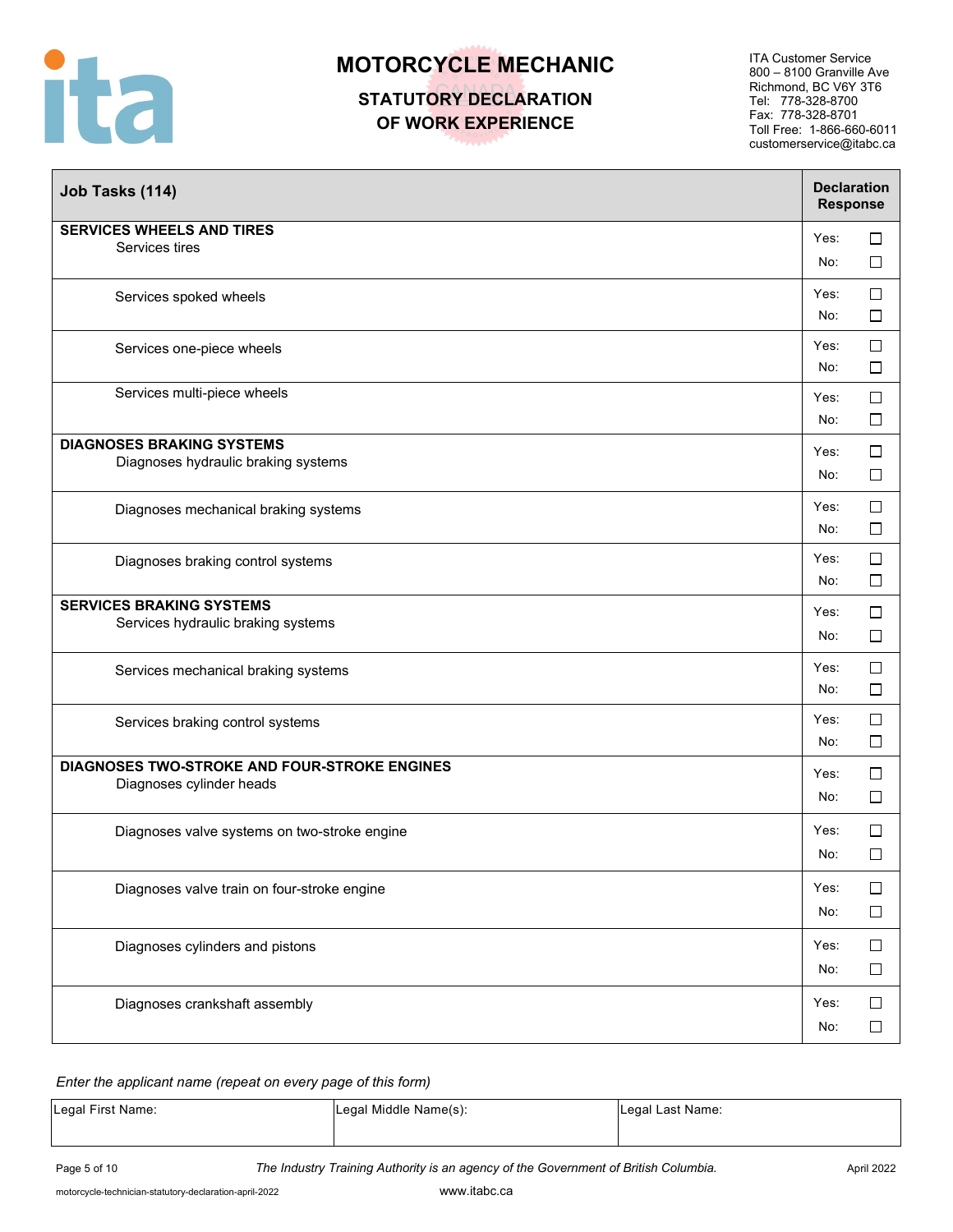# MOTORCYCLE MECHANIC

## STATUTORY DECLARATION OF WORK EXPERIENCE

ITA Customer Service
800 – 8100 Granville Ave
Richmond, BC V6Y 3T6
Tel: 778-328-8700
Fax: 778-328-8701
Toll Free: 1-866-660-6011
customerservice@itabc.ca

| Job Tasks (114) | Declaration Response |
|---|---|
| **SERVICES WHEELS AND TIRES**<br>Services tires | Yes: ☐<br>No: ☐ |
| Services spoked wheels | Yes: ☐<br>No: ☐ |
| Services one-piece wheels | Yes: ☐<br>No: ☐ |
| Services multi-piece wheels | Yes: ☐<br>No: ☐ |
| **DIAGNOSES BRAKING SYSTEMS**<br>Diagnoses hydraulic braking systems | Yes: ☐<br>No: ☐ |
| Diagnoses mechanical braking systems | Yes: ☐<br>No: ☐ |
| Diagnoses braking control systems | Yes: ☐<br>No: ☐ |
| **SERVICES BRAKING SYSTEMS**<br>Services hydraulic braking systems | Yes: ☐<br>No: ☐ |
| Services mechanical braking systems | Yes: ☐<br>No: ☐ |
| Services braking control systems | Yes: ☐<br>No: ☐ |
| **DIAGNOSES TWO-STROKE AND FOUR-STROKE ENGINES**<br>Diagnoses cylinder heads | Yes: ☐<br>No: ☐ |
| Diagnoses valve systems on two-stroke engine | Yes: ☐<br>No: ☐ |
| Diagnoses valve train on four-stroke engine | Yes: ☐<br>No: ☐ |
| Diagnoses cylinders and pistons | Yes: ☐<br>No: ☐ |
| Diagnoses crankshaft assembly | Yes: ☐<br>No: ☐ |

*Enter the applicant name (repeat on every page of this form)*

| Legal First Name: | Legal Middle Name(s): | Legal Last Name: |
|---|---|---|
| | | |

*The Industry Training Authority is an agency of the Government of British Columbia.*

April 2022

motorcycle-technician-statutory-declaration-april-2022

www.itabc.ca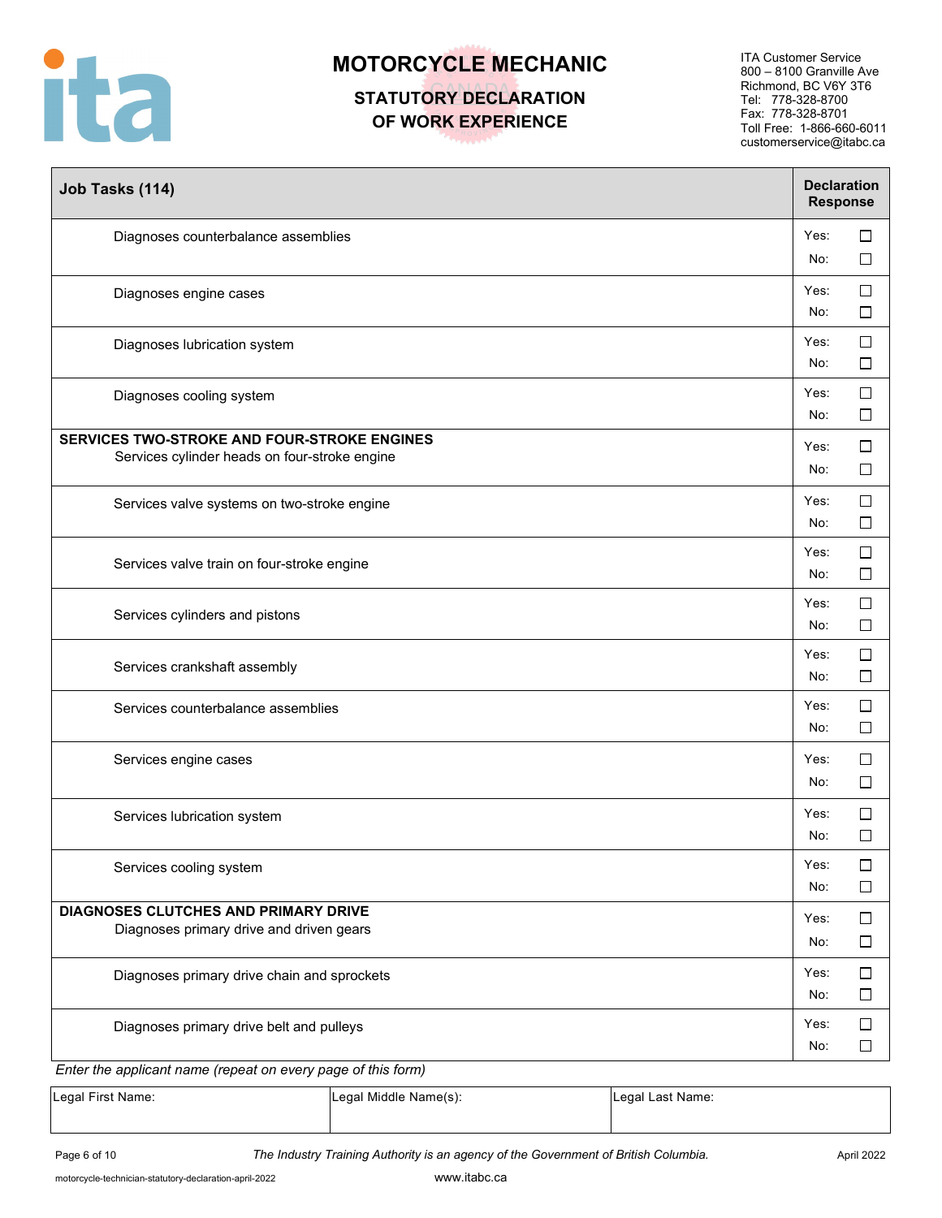# MOTORCYCLE MECHANIC

## STATUTORY DECLARATION OF WORK EXPERIENCE

ITA Customer Service
800 – 8100 Granville Ave
Richmond, BC V6Y 3T6
Tel: 778-328-8700
Fax: 778-328-8701
Toll Free: 1-866-660-6011
customerservice@itabc.ca

| Job Tasks (114) | Declaration Response |
|---|---|
| Diagnoses counterbalance assemblies | Yes: ☐ No: ☐ |
| Diagnoses engine cases | Yes: ☐ No: ☐ |
| Diagnoses lubrication system | Yes: ☐ No: ☐ |
| Diagnoses cooling system | Yes: ☐ No: ☐ |
| **SERVICES TWO-STROKE AND FOUR-STROKE ENGINES** Services cylinder heads on four-stroke engine | Yes: ☐ No: ☐ |
| Services valve systems on two-stroke engine | Yes: ☐ No: ☐ |
| Services valve train on four-stroke engine | Yes: ☐ No: ☐ |
| Services cylinders and pistons | Yes: ☐ No: ☐ |
| Services crankshaft assembly | Yes: ☐ No: ☐ |
| Services counterbalance assemblies | Yes: ☐ No: ☐ |
| Services engine cases | Yes: ☐ No: ☐ |
| Services lubrication system | Yes: ☐ No: ☐ |
| Services cooling system | Yes: ☐ No: ☐ |
| **DIAGNOSES CLUTCHES AND PRIMARY DRIVE** Diagnoses primary drive and driven gears | Yes: ☐ No: ☐ |
| Diagnoses primary drive chain and sprockets | Yes: ☐ No: ☐ |
| Diagnoses primary drive belt and pulleys | Yes: ☐ No: ☐ |

*Enter the applicant name (repeat on every page of this form)*

| Legal First Name: | Legal Middle Name(s): | Legal Last Name: |
|---|---|---|
| | | |

*The Industry Training Authority is an agency of the Government of British Columbia.*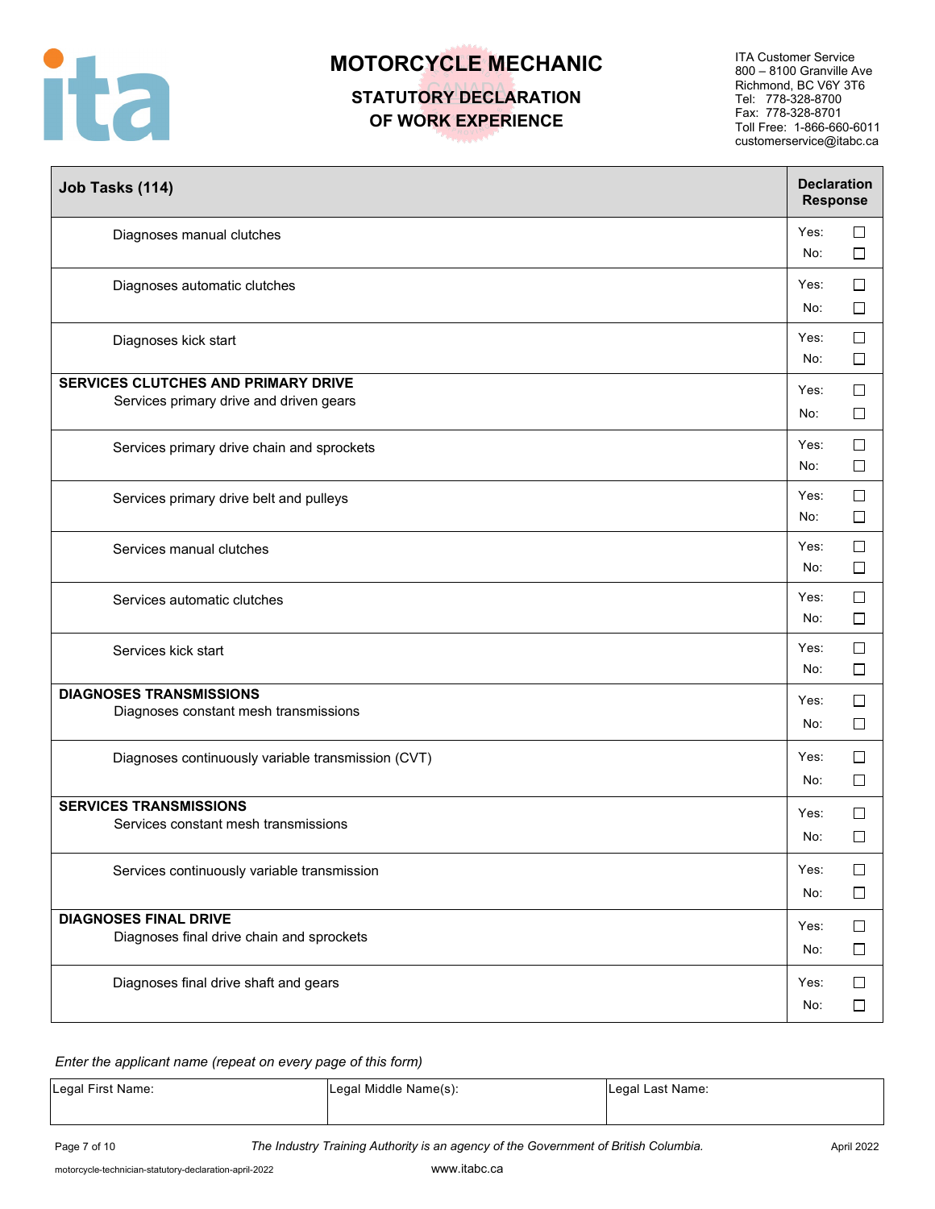# MOTORCYCLE MECHANIC

## STATUTORY DECLARATION OF WORK EXPERIENCE

ITA Customer Service
800 – 8100 Granville Ave
Richmond, BC V6Y 3T6
Tel: 778-328-8700
Fax: 778-328-8701
Toll Free: 1-866-660-6011
customerservice@itabc.ca

| Job Tasks (114) | Declaration Response |
|---|---|
| Diagnoses manual clutches | Yes: ☐ No: ☐ |
| Diagnoses automatic clutches | Yes: ☐ No: ☐ |
| Diagnoses kick start | Yes: ☐ No: ☐ |
| **SERVICES CLUTCHES AND PRIMARY DRIVE** Services primary drive and driven gears | Yes: ☐ No: ☐ |
| Services primary drive chain and sprockets | Yes: ☐ No: ☐ |
| Services primary drive belt and pulleys | Yes: ☐ No: ☐ |
| Services manual clutches | Yes: ☐ No: ☐ |
| Services automatic clutches | Yes: ☐ No: ☐ |
| Services kick start | Yes: ☐ No: ☐ |
| **DIAGNOSES TRANSMISSIONS** Diagnoses constant mesh transmissions | Yes: ☐ No: ☐ |
| Diagnoses continuously variable transmission (CVT) | Yes: ☐ No: ☐ |
| **SERVICES TRANSMISSIONS** Services constant mesh transmissions | Yes: ☐ No: ☐ |
| Services continuously variable transmission | Yes: ☐ No: ☐ |
| **DIAGNOSES FINAL DRIVE** Diagnoses final drive chain and sprockets | Yes: ☐ No: ☐ |
| Diagnoses final drive shaft and gears | Yes: ☐ No: ☐ |

*Enter the applicant name (repeat on every page of this form)*

| Legal First Name: | Legal Middle Name(s): | Legal Last Name: |
|---|---|---|
| | | |

*The Industry Training Authority is an agency of the Government of British Columbia.*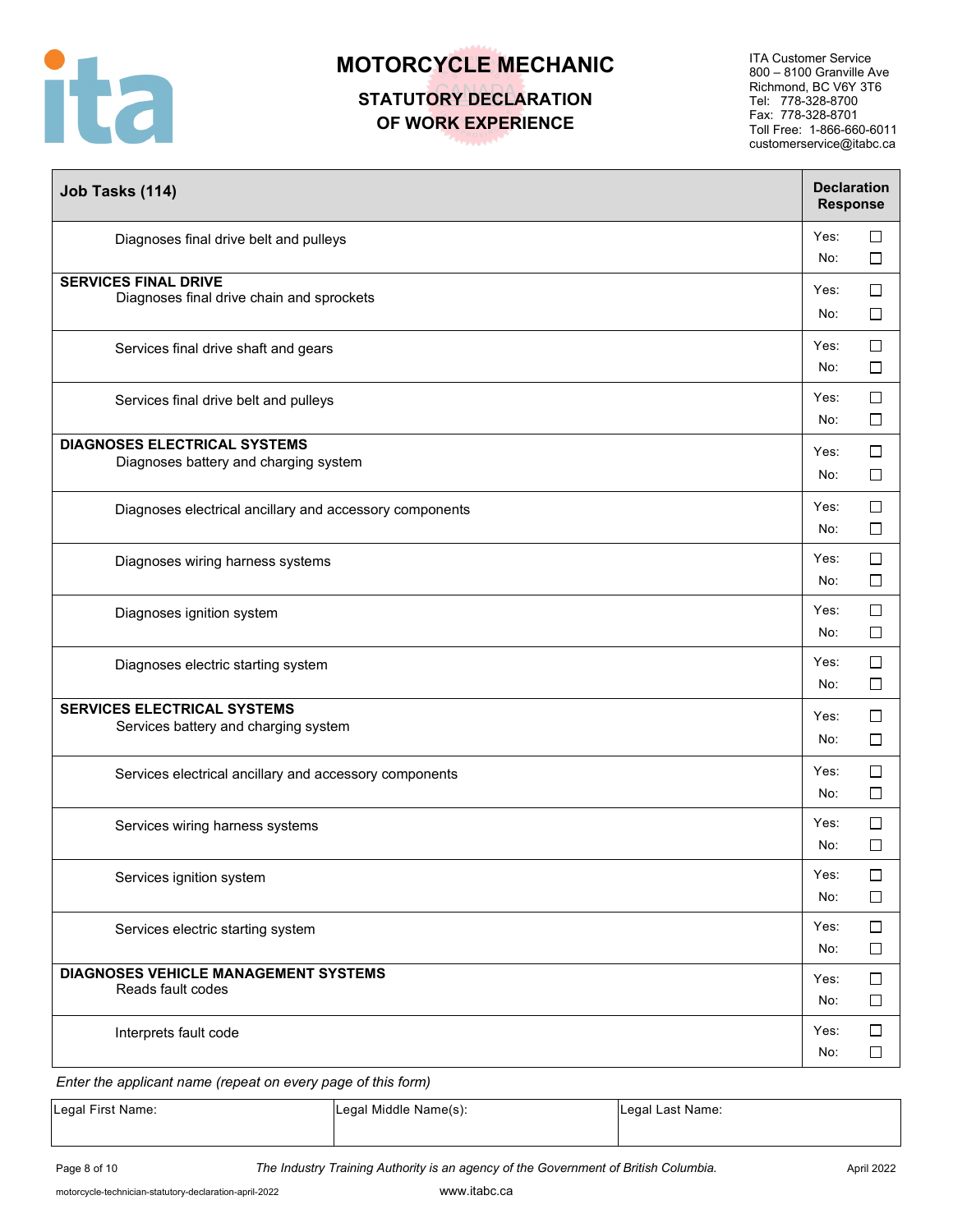# MOTORCYCLE MECHANIC

## STATUTORY DECLARATION OF WORK EXPERIENCE

ITA Customer Service
800 – 8100 Granville Ave
Richmond, BC V6Y 3T6
Tel: 778-328-8700
Fax: 778-328-8701
Toll Free: 1-866-660-6011
customerservice@itabc.ca

| Job Tasks (114) | Declaration Response |
|---|---|
| Diagnoses final drive belt and pulleys | Yes: ☐ No: ☐ |
| **SERVICES FINAL DRIVE** Diagnoses final drive chain and sprockets | Yes: ☐ No: ☐ |
| Services final drive shaft and gears | Yes: ☐ No: ☐ |
| Services final drive belt and pulleys | Yes: ☐ No: ☐ |
| **DIAGNOSES ELECTRICAL SYSTEMS** Diagnoses battery and charging system | Yes: ☐ No: ☐ |
| Diagnoses electrical ancillary and accessory components | Yes: ☐ No: ☐ |
| Diagnoses wiring harness systems | Yes: ☐ No: ☐ |
| Diagnoses ignition system | Yes: ☐ No: ☐ |
| Diagnoses electric starting system | Yes: ☐ No: ☐ |
| **SERVICES ELECTRICAL SYSTEMS** Services battery and charging system | Yes: ☐ No: ☐ |
| Services electrical ancillary and accessory components | Yes: ☐ No: ☐ |
| Services wiring harness systems | Yes: ☐ No: ☐ |
| Services ignition system | Yes: ☐ No: ☐ |
| Services electric starting system | Yes: ☐ No: ☐ |
| **DIAGNOSES VEHICLE MANAGEMENT SYSTEMS** Reads fault codes | Yes: ☐ No: ☐ |
| Interprets fault code | Yes: ☐ No: ☐ |

*Enter the applicant name (repeat on every page of this form)*

| Legal First Name: | Legal Middle Name(s): | Legal Last Name: |
|---|---|---|
| | | |

*The Industry Training Authority is an agency of the Government of British Columbia.*

April 2022

motorcycle-technician-statutory-declaration-april-2022

www.itabc.ca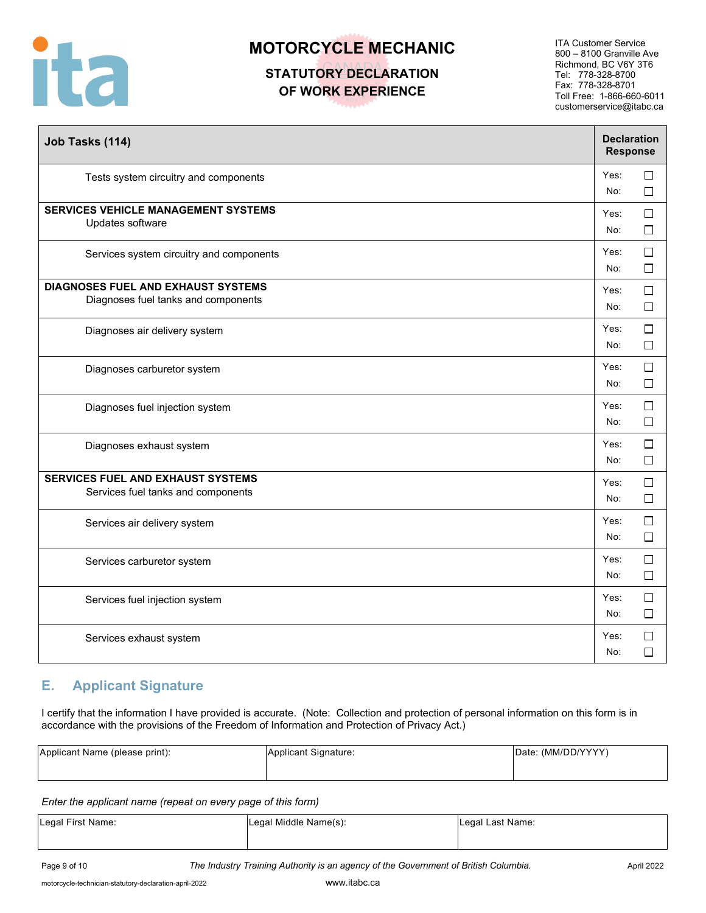# MOTORCYCLE MECHANIC

## STATUTORY DECLARATION OF WORK EXPERIENCE

ITA Customer Service
800 – 8100 Granville Ave
Richmond, BC V6Y 3T6
Tel: 778-328-8700
Fax: 778-328-8701
Toll Free: 1-866-660-6011
customerservice@itabc.ca

| Job Tasks (114) | Declaration Response |
|---|---|
| Tests system circuitry and components | Yes: ☐ No: ☐ |
| **SERVICES VEHICLE MANAGEMENT SYSTEMS** Updates software | Yes: ☐ No: ☐ |
| Services system circuitry and components | Yes: ☐ No: ☐ |
| **DIAGNOSES FUEL AND EXHAUST SYSTEMS** Diagnoses fuel tanks and components | Yes: ☐ No: ☐ |
| Diagnoses air delivery system | Yes: ☐ No: ☐ |
| Diagnoses carburetor system | Yes: ☐ No: ☐ |
| Diagnoses fuel injection system | Yes: ☐ No: ☐ |
| Diagnoses exhaust system | Yes: ☐ No: ☐ |
| **SERVICES FUEL AND EXHAUST SYSTEMS** Services fuel tanks and components | Yes: ☐ No: ☐ |
| Services air delivery system | Yes: ☐ No: ☐ |
| Services carburetor system | Yes: ☐ No: ☐ |
| Services fuel injection system | Yes: ☐ No: ☐ |
| Services exhaust system | Yes: ☐ No: ☐ |

## E. Applicant Signature

I certify that the information I have provided is accurate. (Note: Collection and protection of personal information on this form is in accordance with the provisions of the Freedom of Information and Protection of Privacy Act.)

| Applicant Name (please print): | Applicant Signature: | Date: (MM/DD/YYYY) |
|---|---|---|
| | | |

*Enter the applicant name (repeat on every page of this form)*

| Legal First Name: | Legal Middle Name(s): | Legal Last Name: |
|---|---|---|
| | | |

*The Industry Training Authority is an agency of the Government of British Columbia.*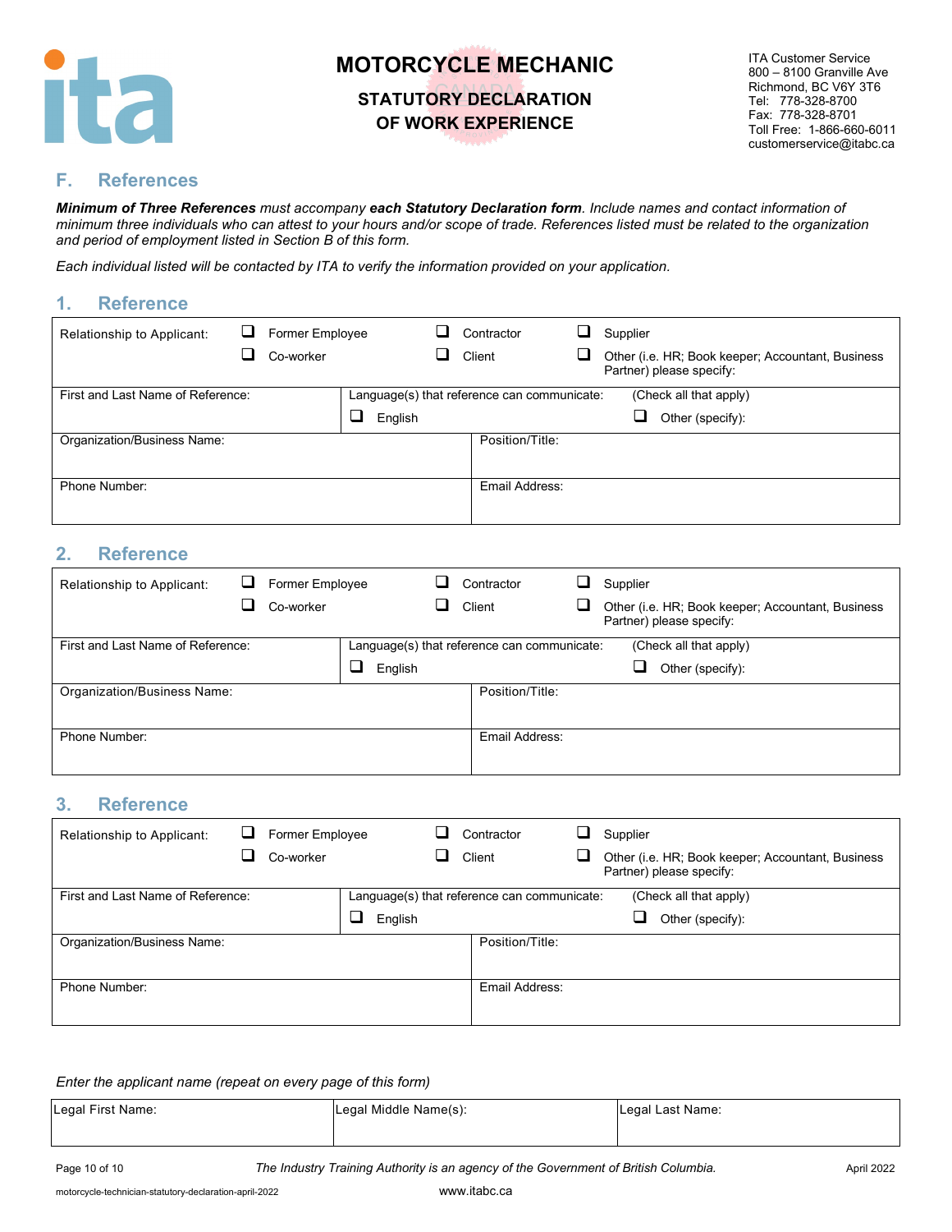# MOTORCYCLE MECHANIC

## STATUTORY DECLARATION OF WORK EXPERIENCE

ITA Customer Service
800 – 8100 Granville Ave
Richmond, BC V6Y 3T6
Tel: 778-328-8700
Fax: 778-328-8701
Toll Free: 1-866-660-6011
customerservice@itabc.ca

## F. References

***Minimum of Three References** must accompany **each Statutory Declaration form**. Include names and contact information of minimum three individuals who can attest to your hours and/or scope of trade. References listed must be related to the organization and period of employment listed in Section B of this form.*

*Each individual listed will be contacted by ITA to verify the information provided on your application.*

### 1. Reference

| | | |
|---|---|---|
| Relationship to Applicant: ☐ Former Employee ☐ Co-worker ☐ Contractor ☐ Client ☐ Supplier ☐ Other (i.e. HR; Book keeper; Accountant, Business Partner) please specify: | | |
| First and Last Name of Reference: | Language(s) that reference can communicate: (Check all that apply) ☐ English ☐ Other (specify): | |
| Organization/Business Name: | Position/Title: | |
| Phone Number: | Email Address: | |

### 2. Reference

| | | |
|---|---|---|
| Relationship to Applicant: ☐ Former Employee ☐ Co-worker ☐ Contractor ☐ Client ☐ Supplier ☐ Other (i.e. HR; Book keeper; Accountant, Business Partner) please specify: | | |
| First and Last Name of Reference: | Language(s) that reference can communicate: (Check all that apply) ☐ English ☐ Other (specify): | |
| Organization/Business Name: | Position/Title: | |
| Phone Number: | Email Address: | |

### 3. Reference

| | | |
|---|---|---|
| Relationship to Applicant: ☐ Former Employee ☐ Co-worker ☐ Contractor ☐ Client ☐ Supplier ☐ Other (i.e. HR; Book keeper; Accountant, Business Partner) please specify: | | |
| First and Last Name of Reference: | Language(s) that reference can communicate: (Check all that apply) ☐ English ☐ Other (specify): | |
| Organization/Business Name: | Position/Title: | |
| Phone Number: | Email Address: | |

*Enter the applicant name (repeat on every page of this form)*

| Legal First Name: | Legal Middle Name(s): | Legal Last Name: |
|---|---|---|
| | | |

*The Industry Training Authority is an agency of the Government of British Columbia.*

www.itabc.ca